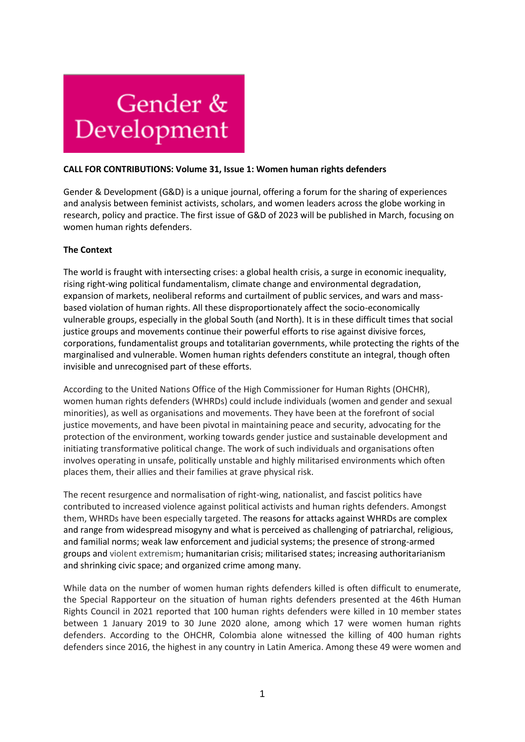Gender & Development

**CALL FOR CONTRIBUTIONS: Volume 31, Issue 1: Women human rights defenders**

Gender & Development (G&D) is a unique journal, offering a forum for the sharing of experiences and analysis between feminist activists, scholars, and women leaders across the globe working in research, policy and practice. The first issue of G&D of 2023 will be published in March, focusing on women human rights defenders.

**The Context**

The world is fraught with intersecting crises: a global health crisis, a surge in economic inequality, rising right-wing political fundamentalism, climate change and environmental degradation, expansion of markets, neoliberal reforms and curtailment of public services, and wars and mass-based violation of human rights. All these disproportionately affect the socio-economically vulnerable groups, especially in the global South (and North). It is in these difficult times that social justice groups and movements continue their powerful efforts to rise against divisive forces, corporations, fundamentalist groups and totalitarian governments, while protecting the rights of the marginalised and vulnerable. Women human rights defenders constitute an integral, though often invisible and unrecognised part of these efforts.

According to the United Nations Office of the High Commissioner for Human Rights (OHCHR), women human rights defenders (WHRDs) could include individuals (women and gender and sexual minorities), as well as organisations and movements. They have been at the forefront of social justice movements, and have been pivotal in maintaining peace and security, advocating for the protection of the environment, working towards gender justice and sustainable development and initiating transformative political change. The work of such individuals and organisations often involves operating in unsafe, politically unstable and highly militarised environments which often places them, their allies and their families at grave physical risk.

The recent resurgence and normalisation of right-wing, nationalist, and fascist politics have contributed to increased violence against political activists and human rights defenders. Amongst them, WHRDs have been especially targeted. The reasons for attacks against WHRDs are complex and range from widespread misogyny and what is perceived as challenging of patriarchal, religious, and familial norms; weak law enforcement and judicial systems; the presence of strong-armed groups and violent extremism; humanitarian crisis; militarised states; increasing authoritarianism and shrinking civic space; and organized crime among many.

While data on the number of women human rights defenders killed is often difficult to enumerate, the Special Rapporteur on the situation of human rights defenders presented at the 46th Human Rights Council in 2021 reported that 100 human rights defenders were killed in 10 member states between 1 January 2019 to 30 June 2020 alone, among which 17 were women human rights defenders. According to the OHCHR, Colombia alone witnessed the killing of 400 human rights defenders since 2016, the highest in any country in Latin America. Among these 49 were women and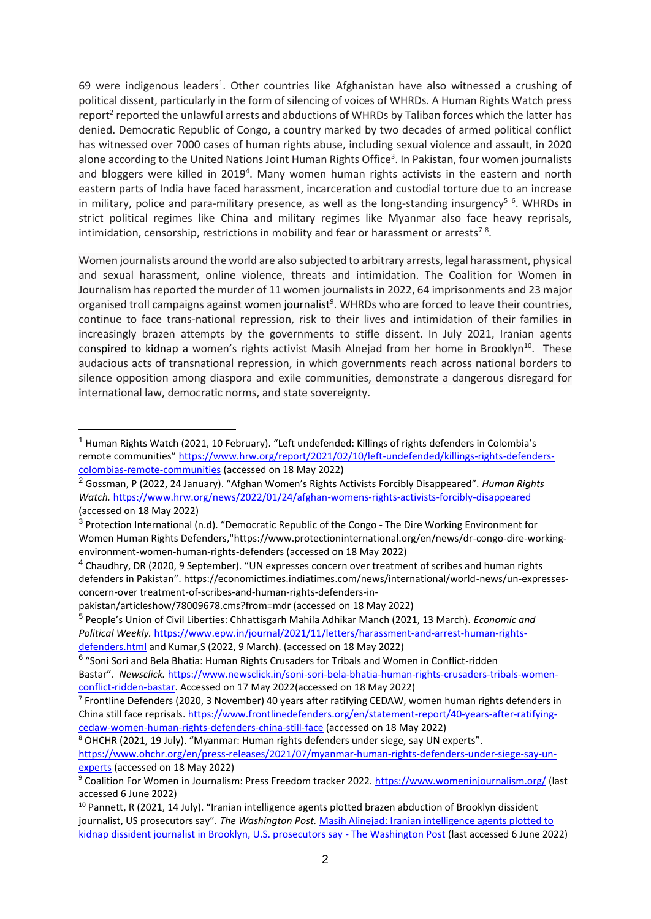69 were indigenous leaders[1]. Other countries like Afghanistan have also witnessed a crushing of political dissent, particularly in the form of silencing of voices of WHRDs. A Human Rights Watch press report[2] reported the unlawful arrests and abductions of WHRDs by Taliban forces which the latter has denied. Democratic Republic of Congo, a country marked by two decades of armed political conflict has witnessed over 7000 cases of human rights abuse, including sexual violence and assault, in 2020 alone according to the United Nations Joint Human Rights Office[3]. In Pakistan, four women journalists and bloggers were killed in 2019[4]. Many women human rights activists in the eastern and north eastern parts of India have faced harassment, incarceration and custodial torture due to an increase in military, police and para-military presence, as well as the long-standing insurgency[5] [6]. WHRDs in strict political regimes like China and military regimes like Myanmar also face heavy reprisals, intimidation, censorship, restrictions in mobility and fear or harassment or arrests[7] [8].

Women journalists around the world are also subjected to arbitrary arrests, legal harassment, physical and sexual harassment, online violence, threats and intimidation. The Coalition for Women in Journalism has reported the murder of 11 women journalists in 2022, 64 imprisonments and 23 major organised troll campaigns against women journalist[9]. WHRDs who are forced to leave their countries, continue to face trans-national repression, risk to their lives and intimidation of their families in increasingly brazen attempts by the governments to stifle dissent. In July 2021, Iranian agents conspired to kidnap a women's rights activist Masih Alnejad from her home in Brooklyn[10]. These audacious acts of transnational repression, in which governments reach across national borders to silence opposition among diaspora and exile communities, demonstrate a dangerous disregard for international law, democratic norms, and state sovereignty.

---

[1] Human Rights Watch (2021, 10 February). "Left undefended: Killings of rights defenders in Colombia's remote communities" https://www.hrw.org/report/2021/02/10/left-undefended/killings-rights-defenders-colombias-remote-communities (accessed on 18 May 2022)

[2] Gossman, P (2022, 24 January). "Afghan Women's Rights Activists Forcibly Disappeared". *Human Rights Watch.* https://www.hrw.org/news/2022/01/24/afghan-womens-rights-activists-forcibly-disappeared (accessed on 18 May 2022)

[3] Protection International (n.d). "Democratic Republic of the Congo - The Dire Working Environment for Women Human Rights Defenders,"https://www.protectioninternational.org/en/news/dr-congo-dire-working-environment-women-human-rights-defenders (accessed on 18 May 2022)

[4] Chaudhry, DR (2020, 9 September). "UN expresses concern over treatment of scribes and human rights defenders in Pakistan". https://economictimes.indiatimes.com/news/international/world-news/un-expresses-concern-over-treatment-of-scribes-and-human-rights-defenders-in-pakistan/articleshow/78009678.cms?from=mdr (accessed on 18 May 2022)

[5] People's Union of Civil Liberties: Chhattisgarh Mahila Adhikar Manch (2021, 13 March). *Economic and Political Weekly.* https://www.epw.in/journal/2021/11/letters/harassment-and-arrest-human-rights-defenders.html and Kumar,S (2022, 9 March). (accessed on 18 May 2022)

[6] "Soni Sori and Bela Bhatia: Human Rights Crusaders for Tribals and Women in Conflict-ridden Bastar". *Newsclick.* https://www.newsclick.in/soni-sori-bela-bhatia-human-rights-crusaders-tribals-women-conflict-ridden-bastar. Accessed on 17 May 2022(accessed on 18 May 2022)

[7] Frontline Defenders (2020, 3 November) 40 years after ratifying CEDAW, women human rights defenders in China still face reprisals. https://www.frontlinedefenders.org/en/statement-report/40-years-after-ratifying-cedaw-women-human-rights-defenders-china-still-face (accessed on 18 May 2022)

[8] OHCHR (2021, 19 July). "Myanmar: Human rights defenders under siege, say UN experts". https://www.ohchr.org/en/press-releases/2021/07/myanmar-human-rights-defenders-under-siege-say-un-experts (accessed on 18 May 2022)

[9] Coalition For Women in Journalism: Press Freedom tracker 2022. https://www.womeninjournalism.org/ (last accessed 6 June 2022)

[10] Pannett, R (2021, 14 July). "Iranian intelligence agents plotted brazen abduction of Brooklyn dissident journalist, US prosecutors say". *The Washington Post.* Masih Alinejad: Iranian intelligence agents plotted to kidnap dissident journalist in Brooklyn, U.S. prosecutors say - The Washington Post (last accessed 6 June 2022)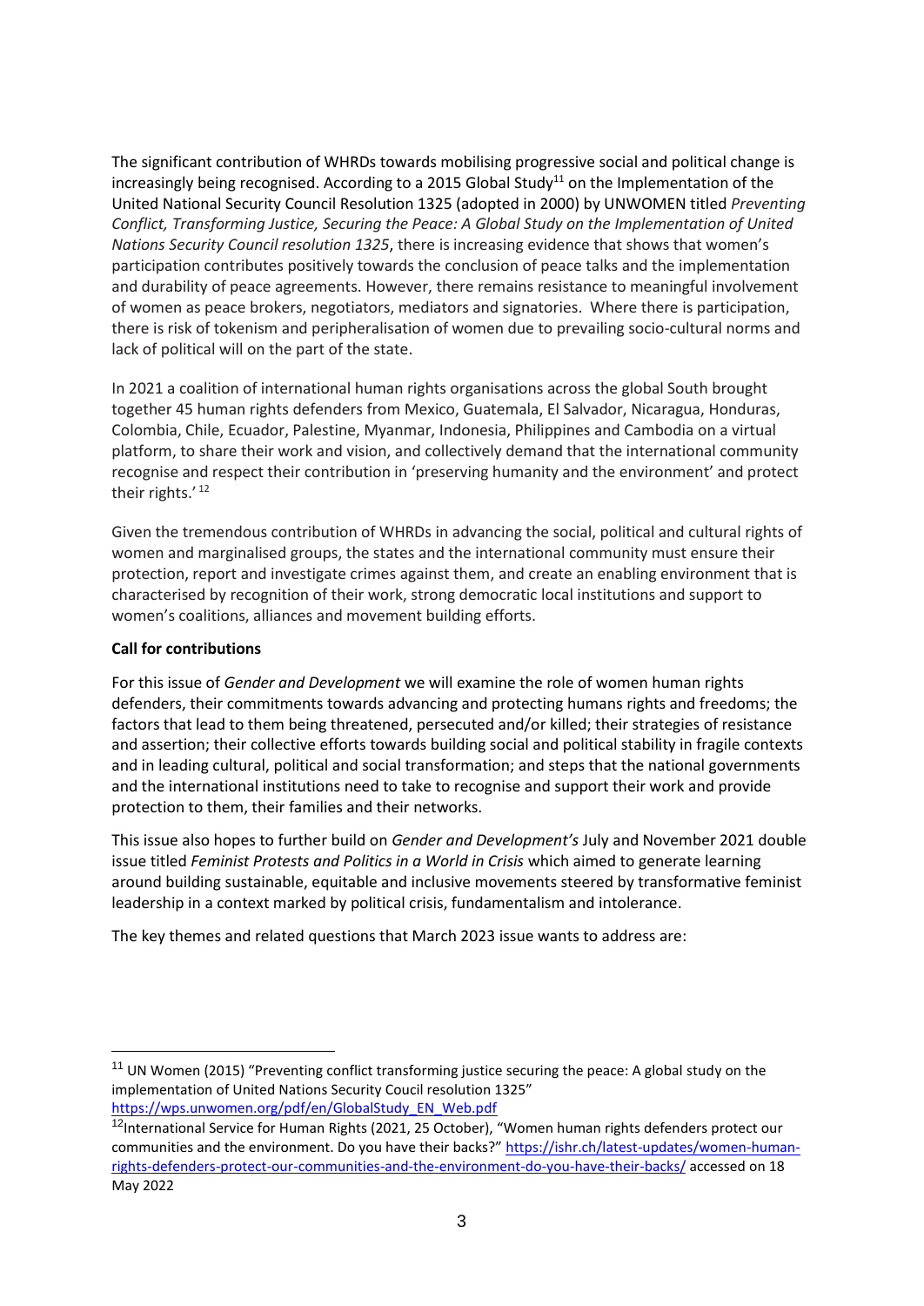The significant contribution of WHRDs towards mobilising progressive social and political change is increasingly being recognised. According to a 2015 Global Study[11] on the Implementation of the United National Security Council Resolution 1325 (adopted in 2000) by UNWOMEN titled *Preventing Conflict, Transforming Justice, Securing the Peace: A Global Study on the Implementation of United Nations Security Council resolution 1325*, there is increasing evidence that shows that women's participation contributes positively towards the conclusion of peace talks and the implementation and durability of peace agreements. However, there remains resistance to meaningful involvement of women as peace brokers, negotiators, mediators and signatories. Where there is participation, there is risk of tokenism and peripheralisation of women due to prevailing socio-cultural norms and lack of political will on the part of the state.

In 2021 a coalition of international human rights organisations across the global South brought together 45 human rights defenders from Mexico, Guatemala, El Salvador, Nicaragua, Honduras, Colombia, Chile, Ecuador, Palestine, Myanmar, Indonesia, Philippines and Cambodia on a virtual platform, to share their work and vision, and collectively demand that the international community recognise and respect their contribution in 'preserving humanity and the environment' and protect their rights.' [12]

Given the tremendous contribution of WHRDs in advancing the social, political and cultural rights of women and marginalised groups, the states and the international community must ensure their protection, report and investigate crimes against them, and create an enabling environment that is characterised by recognition of their work, strong democratic local institutions and support to women's coalitions, alliances and movement building efforts.

**Call for contributions**

For this issue of *Gender and Development* we will examine the role of women human rights defenders, their commitments towards advancing and protecting humans rights and freedoms; the factors that lead to them being threatened, persecuted and/or killed; their strategies of resistance and assertion; their collective efforts towards building social and political stability in fragile contexts and in leading cultural, political and social transformation; and steps that the national governments and the international institutions need to take to recognise and support their work and provide protection to them, their families and their networks.

This issue also hopes to further build on *Gender and Development's* July and November 2021 double issue titled *Feminist Protests and Politics in a World in Crisis* which aimed to generate learning around building sustainable, equitable and inclusive movements steered by transformative feminist leadership in a context marked by political crisis, fundamentalism and intolerance.

The key themes and related questions that March 2023 issue wants to address are:

---

[11] UN Women (2015) "Preventing conflict transforming justice securing the peace: A global study on the implementation of United Nations Security Coucil resolution 1325" https://wps.unwomen.org/pdf/en/GlobalStudy_EN_Web.pdf

[12] International Service for Human Rights (2021, 25 October), "Women human rights defenders protect our communities and the environment. Do you have their backs?" https://ishr.ch/latest-updates/women-human-rights-defenders-protect-our-communities-and-the-environment-do-you-have-their-backs/ accessed on 18 May 2022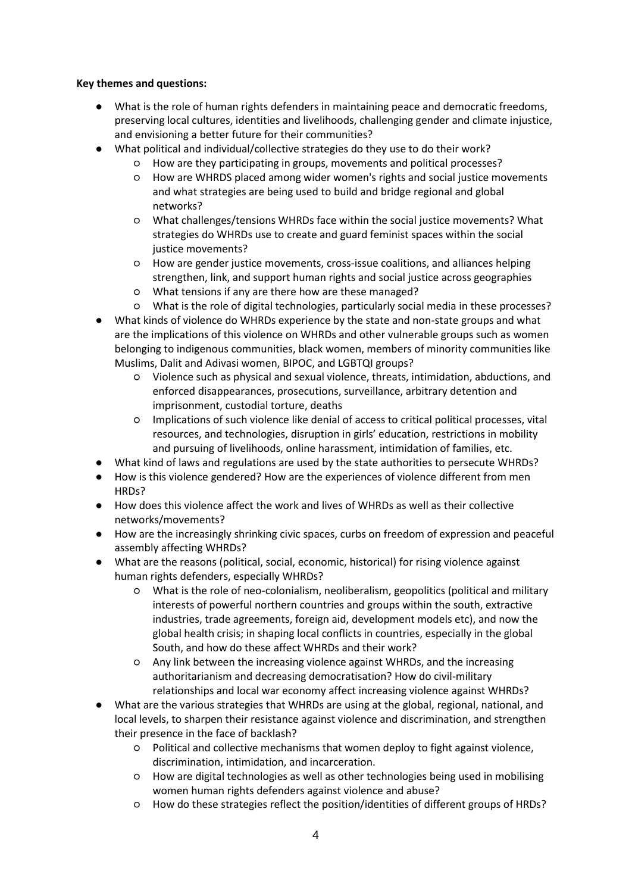**Key themes and questions:**

- What is the role of human rights defenders in maintaining peace and democratic freedoms, preserving local cultures, identities and livelihoods, challenging gender and climate injustice, and envisioning a better future for their communities?
- What political and individual/collective strategies do they use to do their work?
    - How are they participating in groups, movements and political processes?
    - How are WHRDS placed among wider women's rights and social justice movements and what strategies are being used to build and bridge regional and global networks?
    - What challenges/tensions WHRDs face within the social justice movements? What strategies do WHRDs use to create and guard feminist spaces within the social justice movements?
    - How are gender justice movements, cross-issue coalitions, and alliances helping strengthen, link, and support human rights and social justice across geographies
    - What tensions if any are there how are these managed?
    - What is the role of digital technologies, particularly social media in these processes?
- What kinds of violence do WHRDs experience by the state and non-state groups and what are the implications of this violence on WHRDs and other vulnerable groups such as women belonging to indigenous communities, black women, members of minority communities like Muslims, Dalit and Adivasi women, BIPOC, and LGBTQI groups?
    - Violence such as physical and sexual violence, threats, intimidation, abductions, and enforced disappearances, prosecutions, surveillance, arbitrary detention and imprisonment, custodial torture, deaths
    - Implications of such violence like denial of access to critical political processes, vital resources, and technologies, disruption in girls' education, restrictions in mobility and pursuing of livelihoods, online harassment, intimidation of families, etc.
- What kind of laws and regulations are used by the state authorities to persecute WHRDs?
- How is this violence gendered? How are the experiences of violence different from men HRDs?
- How does this violence affect the work and lives of WHRDs as well as their collective networks/movements?
- How are the increasingly shrinking civic spaces, curbs on freedom of expression and peaceful assembly affecting WHRDs?
- What are the reasons (political, social, economic, historical) for rising violence against human rights defenders, especially WHRDs?
    - What is the role of neo-colonialism, neoliberalism, geopolitics (political and military interests of powerful northern countries and groups within the south, extractive industries, trade agreements, foreign aid, development models etc), and now the global health crisis; in shaping local conflicts in countries, especially in the global South, and how do these affect WHRDs and their work?
    - Any link between the increasing violence against WHRDs, and the increasing authoritarianism and decreasing democratisation? How do civil-military relationships and local war economy affect increasing violence against WHRDs?
- What are the various strategies that WHRDs are using at the global, regional, national, and local levels, to sharpen their resistance against violence and discrimination, and strengthen their presence in the face of backlash?
    - Political and collective mechanisms that women deploy to fight against violence, discrimination, intimidation, and incarceration.
    - How are digital technologies as well as other technologies being used in mobilising women human rights defenders against violence and abuse?
    - How do these strategies reflect the position/identities of different groups of HRDs?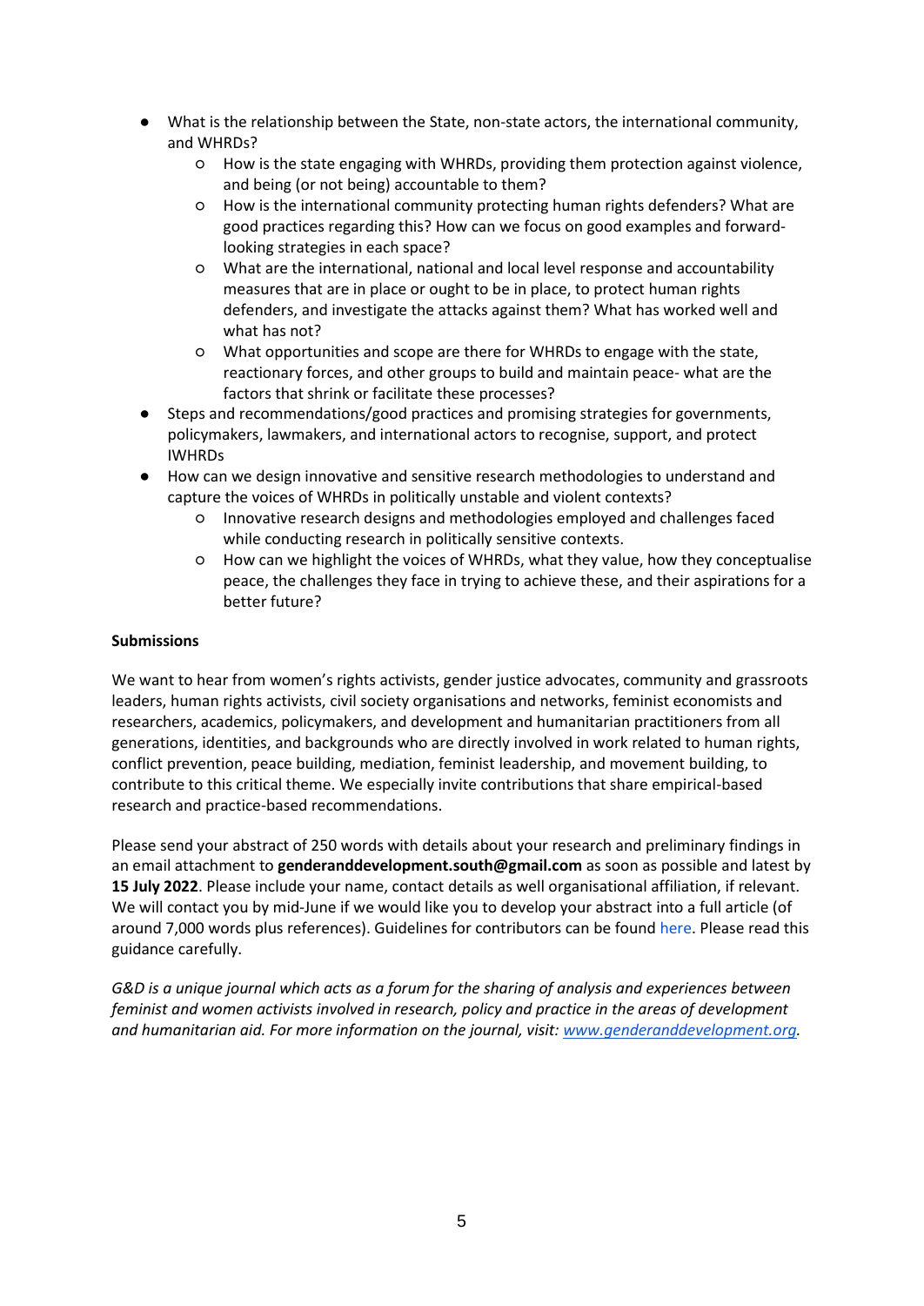- What is the relationship between the State, non-state actors, the international community, and WHRDs?
  - How is the state engaging with WHRDs, providing them protection against violence, and being (or not being) accountable to them?
  - How is the international community protecting human rights defenders? What are good practices regarding this? How can we focus on good examples and forward-looking strategies in each space?
  - What are the international, national and local level response and accountability measures that are in place or ought to be in place, to protect human rights defenders, and investigate the attacks against them? What has worked well and what has not?
  - What opportunities and scope are there for WHRDs to engage with the state, reactionary forces, and other groups to build and maintain peace- what are the factors that shrink or facilitate these processes?
- Steps and recommendations/good practices and promising strategies for governments, policymakers, lawmakers, and international actors to recognise, support, and protect IWHRDs
- How can we design innovative and sensitive research methodologies to understand and capture the voices of WHRDs in politically unstable and violent contexts?
  - Innovative research designs and methodologies employed and challenges faced while conducting research in politically sensitive contexts.
  - How can we highlight the voices of WHRDs, what they value, how they conceptualise peace, the challenges they face in trying to achieve these, and their aspirations for a better future?

**Submissions**

We want to hear from women's rights activists, gender justice advocates, community and grassroots leaders, human rights activists, civil society organisations and networks, feminist economists and researchers, academics, policymakers, and development and humanitarian practitioners from all generations, identities, and backgrounds who are directly involved in work related to human rights, conflict prevention, peace building, mediation, feminist leadership, and movement building, to contribute to this critical theme. We especially invite contributions that share empirical-based research and practice-based recommendations.

Please send your abstract of 250 words with details about your research and preliminary findings in an email attachment to **genderanddevelopment.south@gmail.com** as soon as possible and latest by **15 July 2022**. Please include your name, contact details as well organisational affiliation, if relevant. We will contact you by mid-June if we would like you to develop your abstract into a full article (of around 7,000 words plus references). Guidelines for contributors can be found here. Please read this guidance carefully.

*G&D is a unique journal which acts as a forum for the sharing of analysis and experiences between feminist and women activists involved in research, policy and practice in the areas of development and humanitarian aid. For more information on the journal, visit: www.genderanddevelopment.org.*